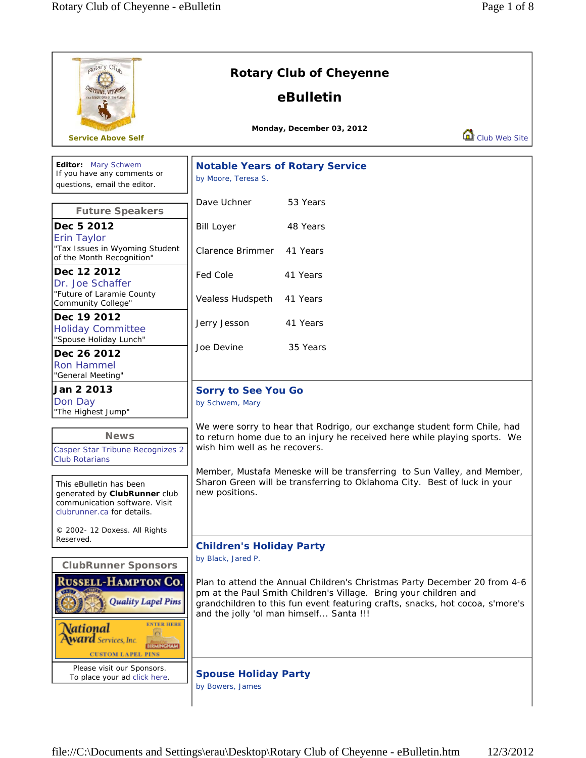# Rotary Club of Cheyenne

## eBulletin

**Monday, December 03, 2012**

Service Above Self

Club Web Site

**Editor:** Mary Schwem
If you have any comments or questions, email the editor.

### Future Speakers

**Dec 5 2012**
Erin Taylor
"Tax Issues in Wyoming Student of the Month Recognition"

**Dec 12 2012**
Dr. Joe Schaffer
"Future of Laramie County Community College"

**Dec 19 2012**
Holiday Committee
"Spouse Holiday Lunch"

**Dec 26 2012**
Ron Hammel
"General Meeting"

**Jan 2 2013**
Don Day
"The Highest Jump"

### News

Casper Star Tribune Recognizes 2 Club Rotarians

This eBulletin has been generated by **ClubRunner** club communication software. Visit clubrunner.ca for details.

© 2002- 12 Doxess. All Rights Reserved.

### ClubRunner Sponsors

Russell-Hampton Co. Quality Lapel Pins

National Award Services, Inc. Custom Lapel Pins

Please visit our Sponsors.
To place your ad click here.

## Notable Years of Rotary Service

by Moore, Teresa S.

| | |
|---|---|
| Dave Uchner | 53 Years |
| Bill Loyer | 48 Years |
| Clarence Brimmer | 41 Years |
| Fed Cole | 41 Years |
| Vealess Hudspeth | 41 Years |
| Jerry Jesson | 41 Years |
| Joe Devine | 35 Years |

## Sorry to See You Go

by Schwem, Mary

We were sorry to hear that Rodrigo, our exchange student form Chile, had to return home due to an injury he received here while playing sports. We wish him well as he recovers.

Member, Mustafa Meneske will be transferring to Sun Valley, and Member, Sharon Green will be transferring to Oklahoma City. Best of luck in your new positions.

## Children's Holiday Party

by Black, Jared P.

Plan to attend the Annual Children's Christmas Party December 20 from 4-6 pm at the Paul Smith Children's Village. Bring your children and grandchildren to this fun event featuring crafts, snacks, hot cocoa, s'more's and the jolly 'ol man himself... Santa !!!

## Spouse Holiday Party

by Bowers, James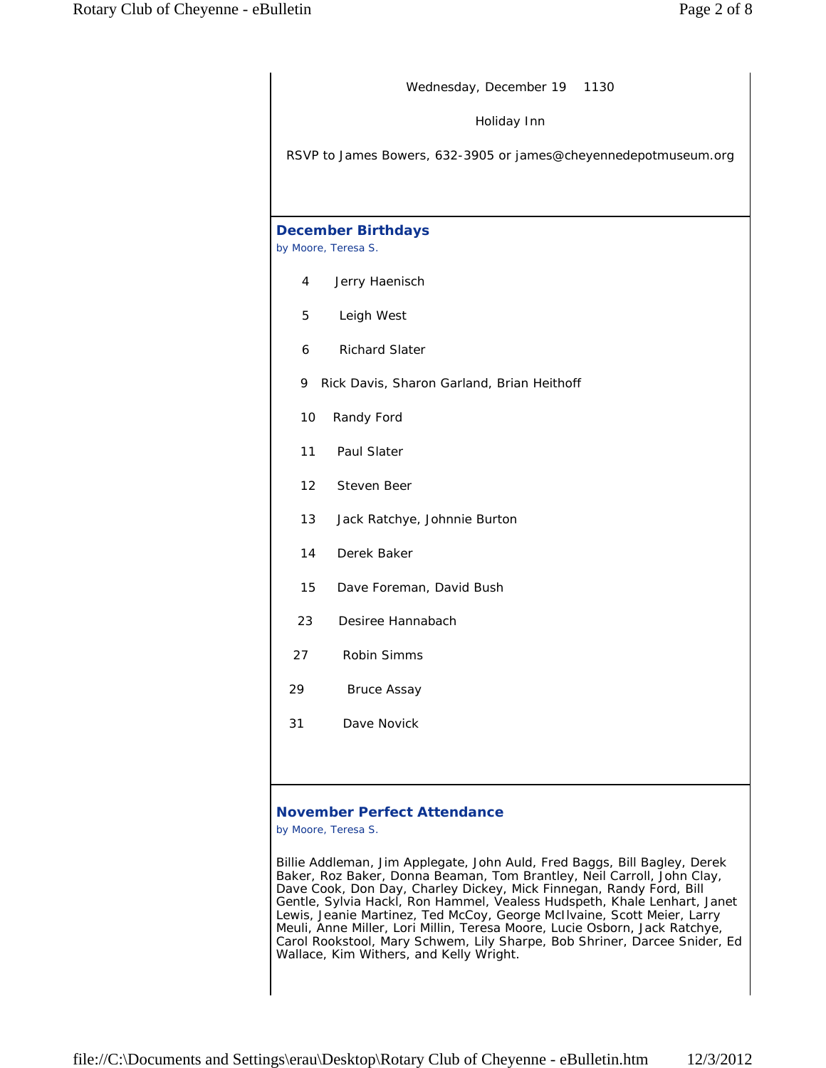Wednesday, December 19  1130

Holiday Inn

RSVP to James Bowers, 632-3905 or james@cheyennedepotmuseum.org

## December Birthdays

by Moore, Teresa S.

4  Jerry Haenisch

5  Leigh West

6  Richard Slater

9  Rick Davis, Sharon Garland, Brian Heithoff

10  Randy Ford

11  Paul Slater

12  Steven Beer

13  Jack Ratchye, Johnnie Burton

14  Derek Baker

15  Dave Foreman, David Bush

23  Desiree Hannabach

27  Robin Simms

29  Bruce Assay

31  Dave Novick

## November Perfect Attendance

by Moore, Teresa S.

Billie Addleman, Jim Applegate, John Auld, Fred Baggs, Bill Bagley, Derek Baker, Roz Baker, Donna Beaman, Tom Brantley, Neil Carroll, John Clay, Dave Cook, Don Day, Charley Dickey, Mick Finnegan, Randy Ford, Bill Gentle, Sylvia Hackl, Ron Hammel, Vealess Hudspeth, Khale Lenhart, Janet Lewis, Jeanie Martinez, Ted McCoy, George McIlvaine, Scott Meier, Larry Meuli, Anne Miller, Lori Millin, Teresa Moore, Lucie Osborn, Jack Ratchye, Carol Rookstool, Mary Schwem, Lily Sharpe, Bob Shriner, Darcee Snider, Ed Wallace, Kim Withers, and Kelly Wright.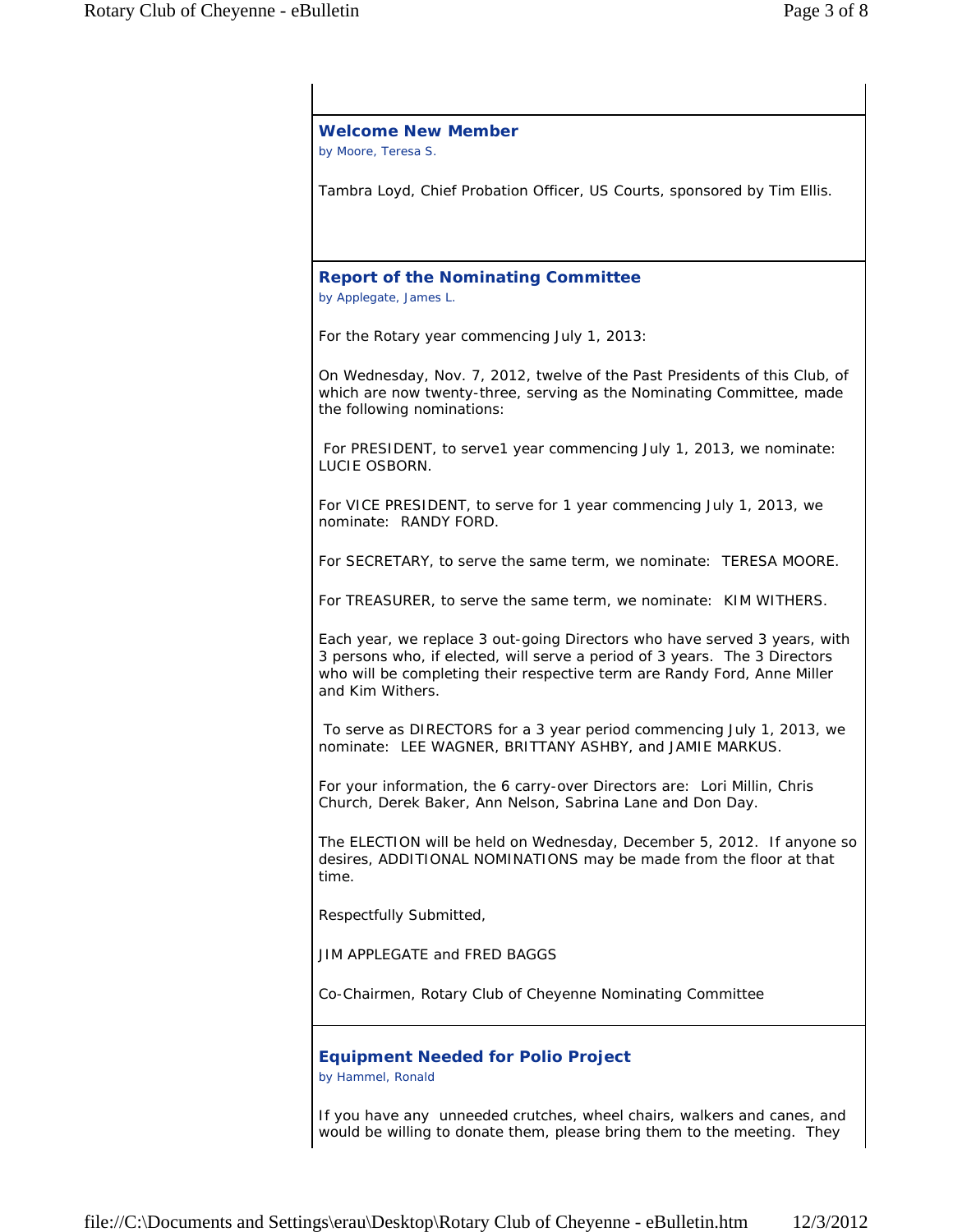## Welcome New Member

*by Moore, Teresa S.*

Tambra Loyd, Chief Probation Officer, US Courts, sponsored by Tim Ellis.

## Report of the Nominating Committee

*by Applegate, James L.*

For the Rotary year commencing July 1, 2013:

On Wednesday, Nov. 7, 2012, twelve of the Past Presidents of this Club, of which are now twenty-three, serving as the Nominating Committee, made the following nominations:

For PRESIDENT, to serve1 year commencing July 1, 2013, we nominate: LUCIE OSBORN.

For VICE PRESIDENT, to serve for 1 year commencing July 1, 2013, we nominate: RANDY FORD.

For SECRETARY, to serve the same term, we nominate: TERESA MOORE.

For TREASURER, to serve the same term, we nominate: KIM WITHERS.

Each year, we replace 3 out-going Directors who have served 3 years, with 3 persons who, if elected, will serve a period of 3 years. The 3 Directors who will be completing their respective term are Randy Ford, Anne Miller and Kim Withers.

To serve as DIRECTORS for a 3 year period commencing July 1, 2013, we nominate: LEE WAGNER, BRITTANY ASHBY, and JAMIE MARKUS.

For your information, the 6 carry-over Directors are: Lori Millin, Chris Church, Derek Baker, Ann Nelson, Sabrina Lane and Don Day.

The ELECTION will be held on Wednesday, December 5, 2012. If anyone so desires, ADDITIONAL NOMINATIONS may be made from the floor at that time.

Respectfully Submitted,

JIM APPLEGATE and FRED BAGGS

Co-Chairmen, Rotary Club of Cheyenne Nominating Committee

## Equipment Needed for Polio Project

*by Hammel, Ronald*

If you have any unneeded crutches, wheel chairs, walkers and canes, and would be willing to donate them, please bring them to the meeting. They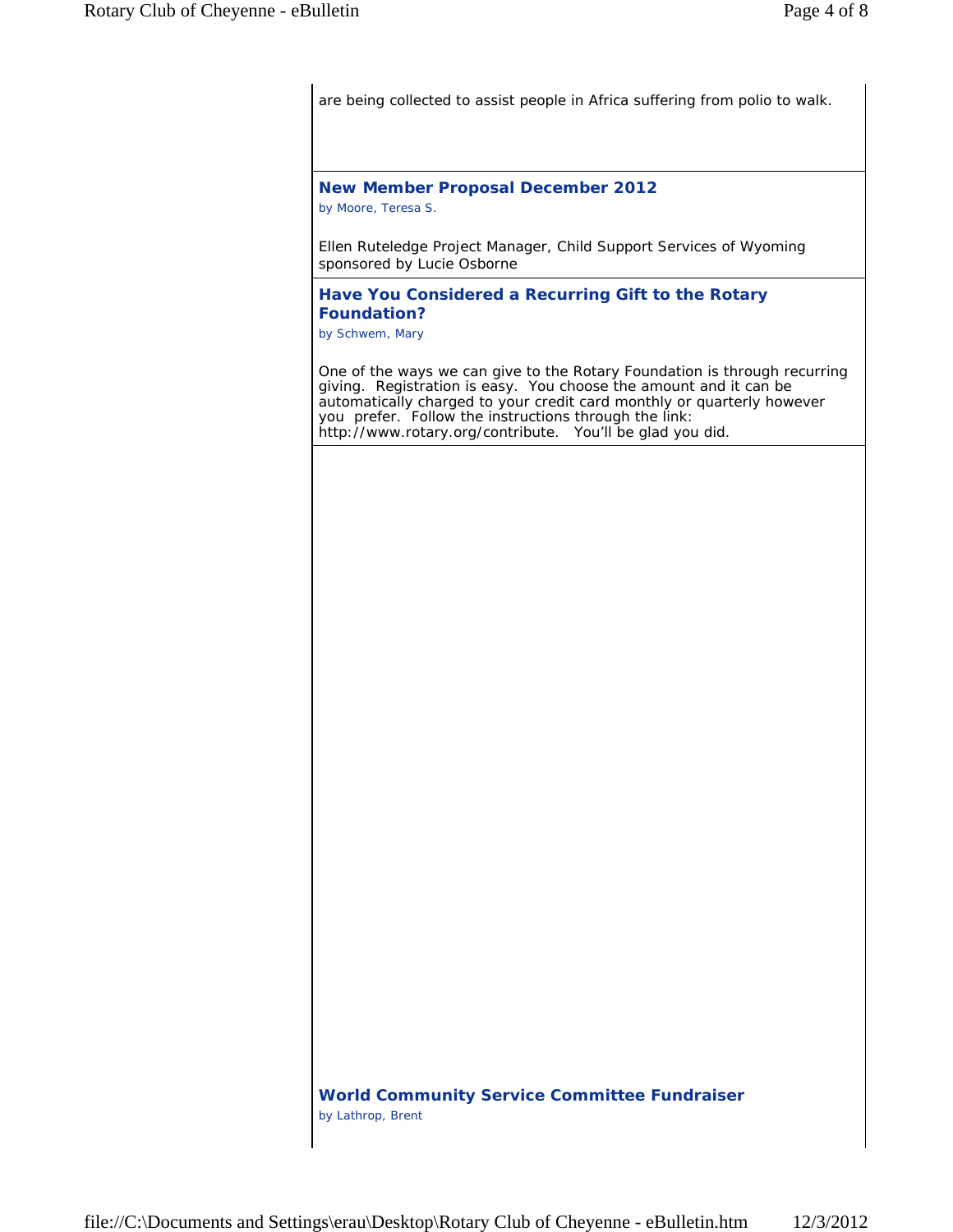are being collected to assist people in Africa suffering from polio to walk.

### New Member Proposal December 2012

by Moore, Teresa S.

Ellen Ruteledge Project Manager, Child Support Services of Wyoming sponsored by Lucie Osborne

### Have You Considered a Recurring Gift to the Rotary Foundation?

by Schwem, Mary

One of the ways we can give to the Rotary Foundation is through recurring giving. Registration is easy. You choose the amount and it can be automatically charged to your credit card monthly or quarterly however you prefer. Follow the instructions through the link: http://www.rotary.org/contribute. You'll be glad you did.

### World Community Service Committee Fundraiser

by Lathrop, Brent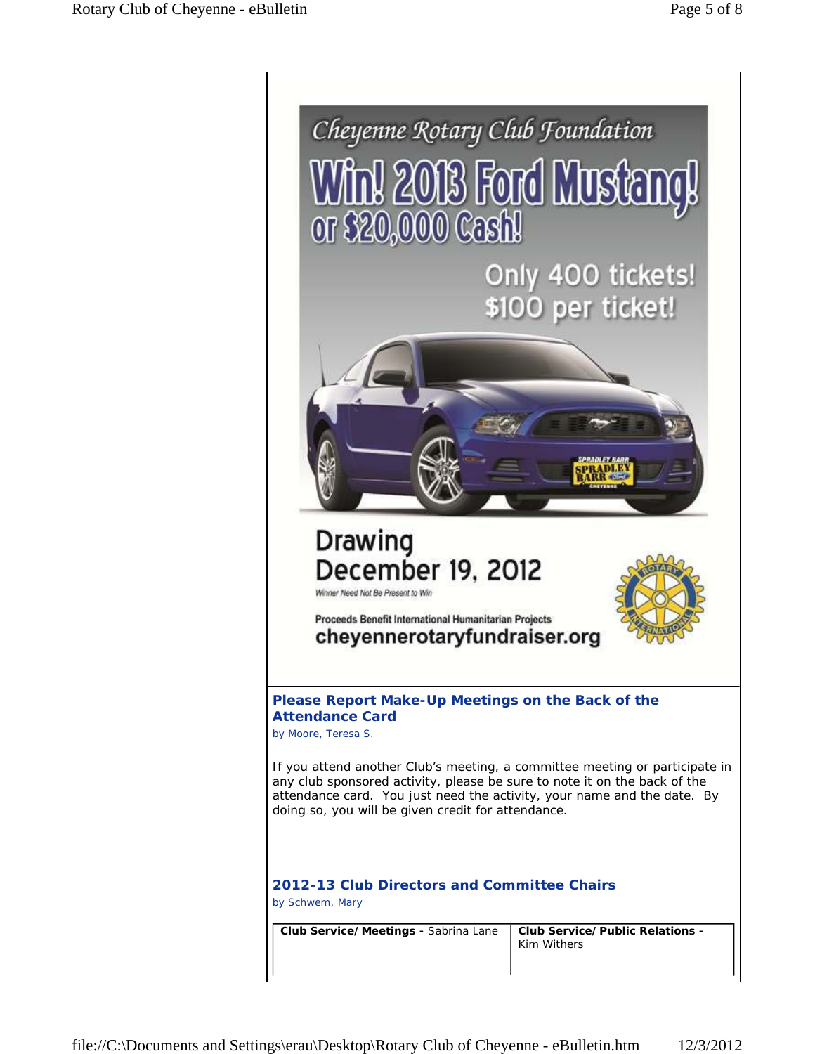Cheyenne Rotary Club Foundation

# Win! 2013 Ford Mustang! or $20,000 Cash!

Only 400 tickets!
$100 per ticket!

## Drawing December 19, 2012

Winner Need Not Be Present to Win

Proceeds Benefit International Humanitarian Projects

cheyennerotaryfundraiser.org

### Please Report Make-Up Meetings on the Back of the Attendance Card

by Moore, Teresa S.

If you attend another Club's meeting, a committee meeting or participate in any club sponsored activity, please be sure to note it on the back of the attendance card. You just need the activity, your name and the date. By doing so, you will be given credit for attendance.

### 2012-13 Club Directors and Committee Chairs

by Schwem, Mary

| **Club Service/Meetings -** Sabrina Lane | **Club Service/Public Relations -** Kim Withers |
|---|---|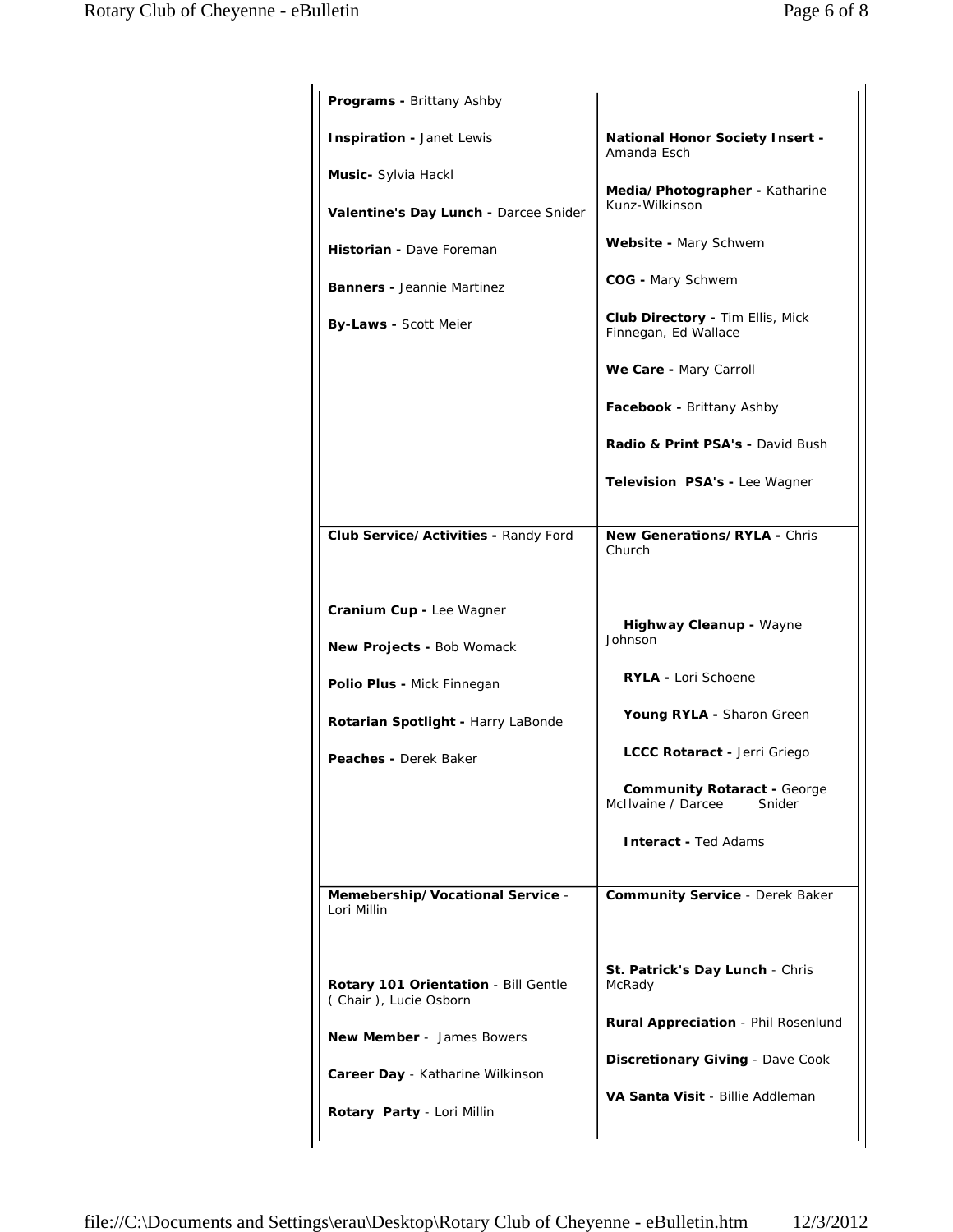| | |
|---|---|
| **Programs -** Brittany Ashby<br><br>**Inspiration -** Janet Lewis<br><br>**Music-** Sylvia Hackl<br><br>**Valentine's Day Lunch -** Darcee Snider<br><br>**Historian -** Dave Foreman<br><br>**Banners -** Jeannie Martinez<br><br>**By-Laws -** Scott Meier | **National Honor Society Insert -** Amanda Esch<br><br>**Media/Photographer -** Katharine Kunz-Wilkinson<br><br>**Website -** Mary Schwem<br><br>**COG -** Mary Schwem<br><br>**Club Directory -** Tim Ellis, Mick Finnegan, Ed Wallace<br><br>**We Care -** Mary Carroll<br><br>**Facebook -** Brittany Ashby<br><br>**Radio & Print PSA's -** David Bush<br><br>**Television PSA's -** Lee Wagner |
| **Club Service/Activities -** Randy Ford<br><br>**Cranium Cup -** Lee Wagner<br><br>**New Projects -** Bob Womack<br><br>**Polio Plus -** Mick Finnegan<br><br>**Rotarian Spotlight -** Harry LaBonde<br><br>**Peaches -** Derek Baker | **New Generations/RYLA -** Chris Church<br><br>**Highway Cleanup -** Wayne Johnson<br><br>**RYLA -** Lori Schoene<br><br>**Young RYLA -** Sharon Green<br><br>**LCCC Rotaract -** Jerri Griego<br><br>**Community Rotaract -** George McIlvaine / Darcee Snider<br><br>**Interact -** Ted Adams |
| **Memebership/Vocational Service** - Lori Millin<br><br>**Rotary 101 Orientation** - Bill Gentle ( Chair ), Lucie Osborn<br><br>**New Member** - James Bowers<br><br>**Career Day** - Katharine Wilkinson<br><br>**Rotary Party** - Lori Millin | **Community Service** - Derek Baker<br><br>**St. Patrick's Day Lunch** - Chris McRady<br><br>**Rural Appreciation** - Phil Rosenlund<br><br>**Discretionary Giving** - Dave Cook<br><br>**VA Santa Visit** - Billie Addleman |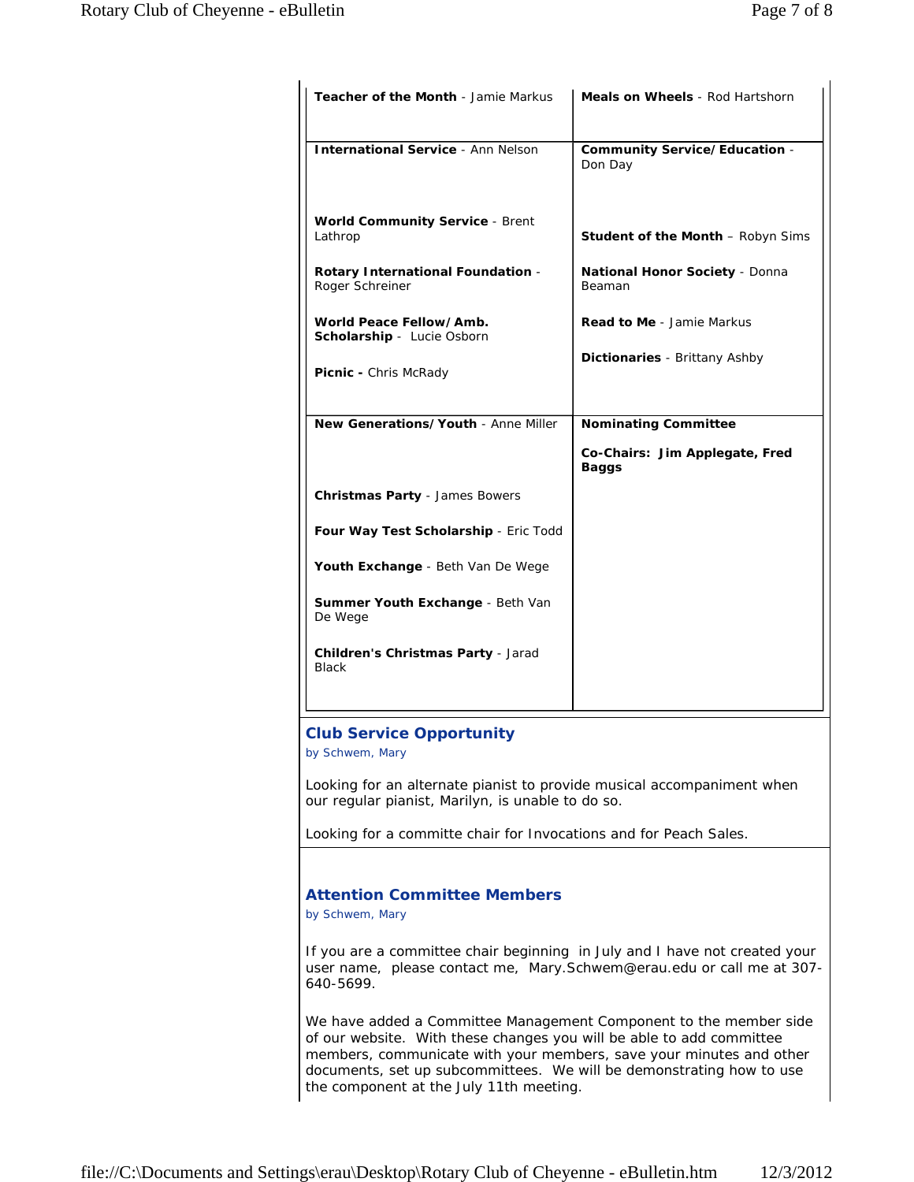| | |
|---|---|
| **Teacher of the Month** - Jamie Markus | **Meals on Wheels** - Rod Hartshorn |
| **International Service** - Ann Nelson<br><br>**World Community Service** - Brent Lathrop<br><br>**Rotary International Foundation** - Roger Schreiner<br><br>**World Peace Fellow/Amb. Scholarship** - Lucie Osborn<br><br>**Picnic -** Chris McRady | **Community Service/Education** - Don Day<br><br>**Student of the Month** – Robyn Sims<br><br>**National Honor Society** - Donna Beaman<br><br>**Read to Me** - Jamie Markus<br><br>**Dictionaries** - Brittany Ashby |
| **New Generations/Youth** - Anne Miller<br><br>**Christmas Party** - James Bowers<br><br>**Four Way Test Scholarship** - Eric Todd<br><br>**Youth Exchange** - Beth Van De Wege<br><br>**Summer Youth Exchange** - Beth Van De Wege<br><br>**Children's Christmas Party** - Jarad Black | **Nominating Committee**<br><br>**Co-Chairs: Jim Applegate, Fred Baggs** |

## Club Service Opportunity

by Schwem, Mary

Looking for an alternate pianist to provide musical accompaniment when our regular pianist, Marilyn, is unable to do so.

Looking for a committe chair for Invocations and for Peach Sales.

## Attention Committee Members

by Schwem, Mary

If you are a committee chair beginning in July and I have not created your user name, please contact me, Mary.Schwem@erau.edu or call me at 307-640-5699.

We have added a Committee Management Component to the member side of our website. With these changes you will be able to add committee members, communicate with your members, save your minutes and other documents, set up subcommittees. We will be demonstrating how to use the component at the July 11th meeting.